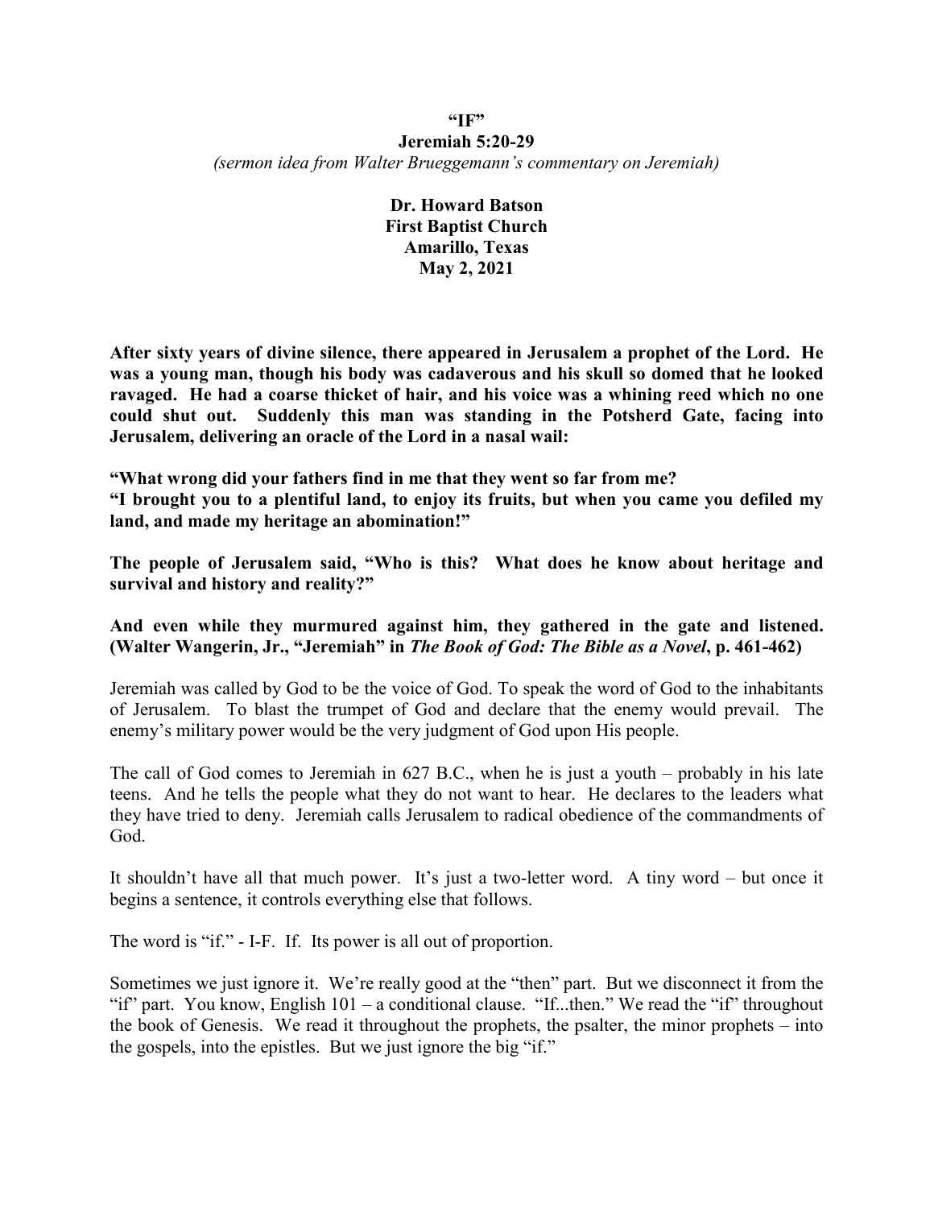# "IF"

## Jeremiah 5:20-29

*(sermon idea from Walter Brueggemann's commentary on Jeremiah)*

**Dr. Howard Batson**
**First Baptist Church**
**Amarillo, Texas**
**May 2, 2021**

**After sixty years of divine silence, there appeared in Jerusalem a prophet of the Lord. He was a young man, though his body was cadaverous and his skull so domed that he looked ravaged. He had a coarse thicket of hair, and his voice was a whining reed which no one could shut out. Suddenly this man was standing in the Potsherd Gate, facing into Jerusalem, delivering an oracle of the Lord in a nasal wail:**

**"What wrong did your fathers find in me that they went so far from me?**
**"I brought you to a plentiful land, to enjoy its fruits, but when you came you defiled my land, and made my heritage an abomination!"**

**The people of Jerusalem said, "Who is this? What does he know about heritage and survival and history and reality?"**

**And even while they murmured against him, they gathered in the gate and listened. (Walter Wangerin, Jr., "Jeremiah" in *The Book of God: The Bible as a Novel*, p. 461-462)**

Jeremiah was called by God to be the voice of God. To speak the word of God to the inhabitants of Jerusalem. To blast the trumpet of God and declare that the enemy would prevail. The enemy's military power would be the very judgment of God upon His people.

The call of God comes to Jeremiah in 627 B.C., when he is just a youth – probably in his late teens. And he tells the people what they do not want to hear. He declares to the leaders what they have tried to deny. Jeremiah calls Jerusalem to radical obedience of the commandments of God.

It shouldn't have all that much power. It's just a two-letter word. A tiny word – but once it begins a sentence, it controls everything else that follows.

The word is "if." - I-F. If. Its power is all out of proportion.

Sometimes we just ignore it. We're really good at the "then" part. But we disconnect it from the "if" part. You know, English 101 – a conditional clause. "If...then." We read the "if" throughout the book of Genesis. We read it throughout the prophets, the psalter, the minor prophets – into the gospels, into the epistles. But we just ignore the big "if."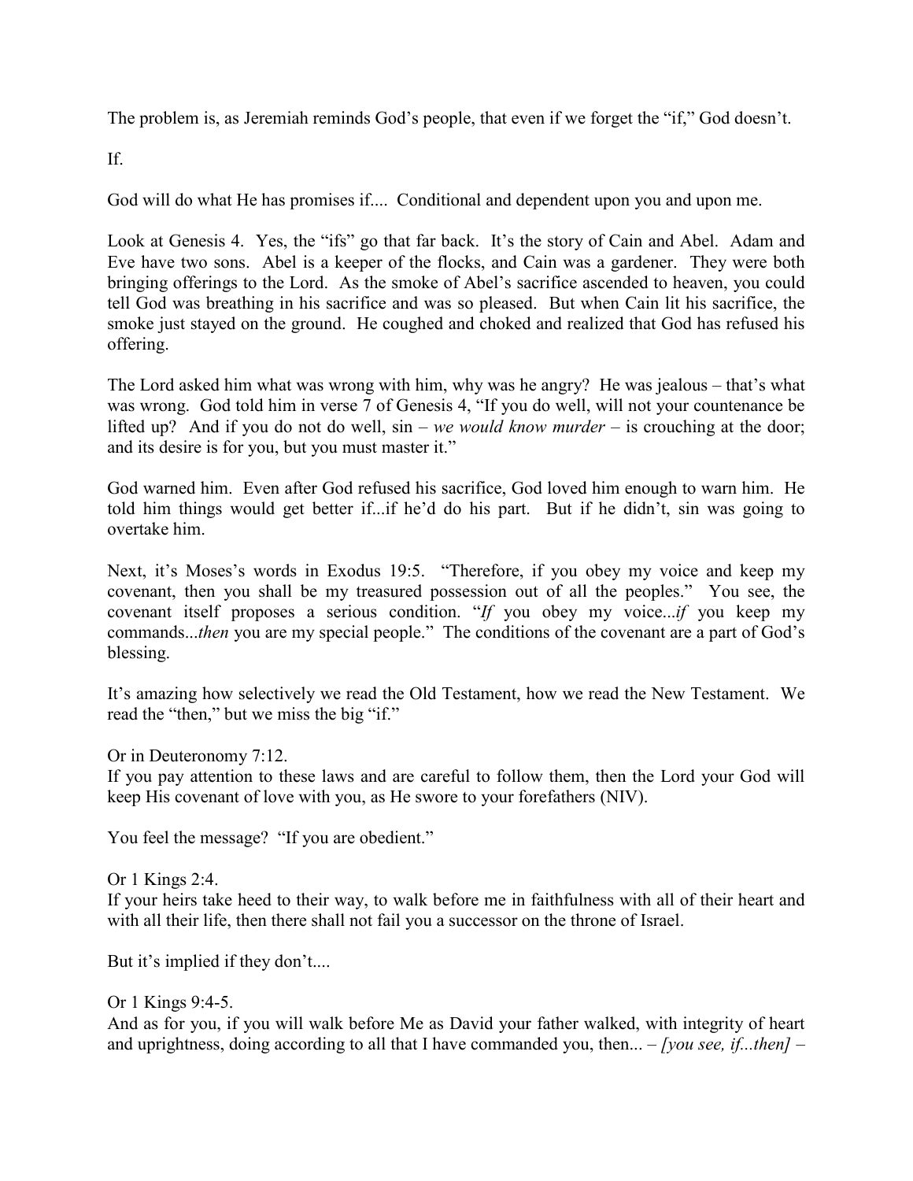The problem is, as Jeremiah reminds God's people, that even if we forget the "if," God doesn't.

If.

God will do what He has promises if.... Conditional and dependent upon you and upon me.

Look at Genesis 4. Yes, the "ifs" go that far back. It's the story of Cain and Abel. Adam and Eve have two sons. Abel is a keeper of the flocks, and Cain was a gardener. They were both bringing offerings to the Lord. As the smoke of Abel's sacrifice ascended to heaven, you could tell God was breathing in his sacrifice and was so pleased. But when Cain lit his sacrifice, the smoke just stayed on the ground. He coughed and choked and realized that God has refused his offering.

The Lord asked him what was wrong with him, why was he angry? He was jealous – that's what was wrong. God told him in verse 7 of Genesis 4, "If you do well, will not your countenance be lifted up? And if you do not do well, sin – *we would know murder* – is crouching at the door; and its desire is for you, but you must master it."

God warned him. Even after God refused his sacrifice, God loved him enough to warn him. He told him things would get better if...if he'd do his part. But if he didn't, sin was going to overtake him.

Next, it's Moses's words in Exodus 19:5. "Therefore, if you obey my voice and keep my covenant, then you shall be my treasured possession out of all the peoples." You see, the covenant itself proposes a serious condition. "*If* you obey my voice...*if* you keep my commands...*then* you are my special people." The conditions of the covenant are a part of God's blessing.

It's amazing how selectively we read the Old Testament, how we read the New Testament. We read the "then," but we miss the big "if."

Or in Deuteronomy 7:12.
If you pay attention to these laws and are careful to follow them, then the Lord your God will keep His covenant of love with you, as He swore to your forefathers (NIV).

You feel the message? "If you are obedient."

Or 1 Kings 2:4.
If your heirs take heed to their way, to walk before me in faithfulness with all of their heart and with all their life, then there shall not fail you a successor on the throne of Israel.

But it's implied if they don't....

Or 1 Kings 9:4-5.
And as for you, if you will walk before Me as David your father walked, with integrity of heart and uprightness, doing according to all that I have commanded you, then... – *[you see, if...then]* –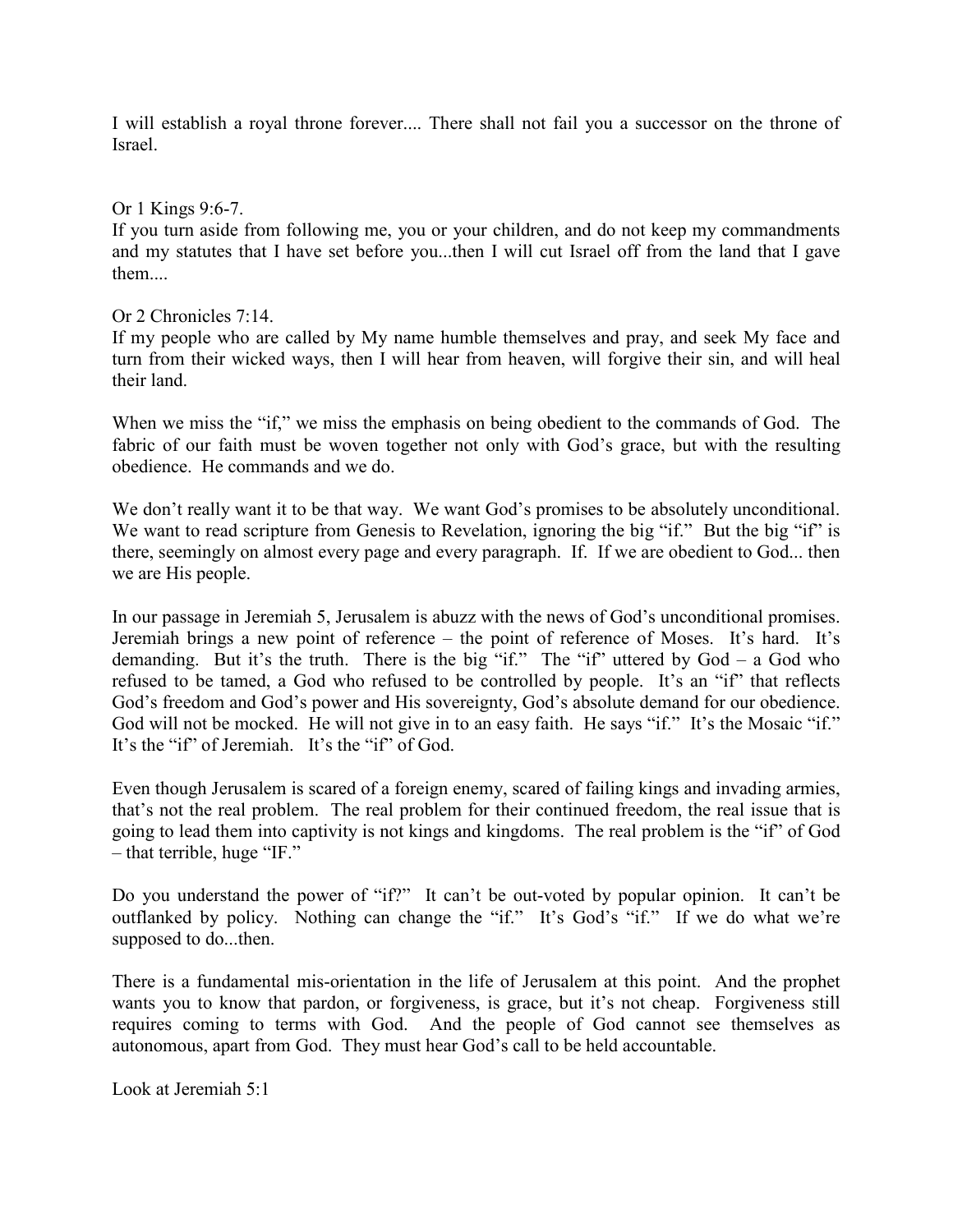I will establish a royal throne forever.... There shall not fail you a successor on the throne of Israel.

Or 1 Kings 9:6-7.
If you turn aside from following me, you or your children, and do not keep my commandments and my statutes that I have set before you...then I will cut Israel off from the land that I gave them....

Or 2 Chronicles 7:14.
If my people who are called by My name humble themselves and pray, and seek My face and turn from their wicked ways, then I will hear from heaven, will forgive their sin, and will heal their land.

When we miss the "if," we miss the emphasis on being obedient to the commands of God. The fabric of our faith must be woven together not only with God's grace, but with the resulting obedience. He commands and we do.

We don't really want it to be that way. We want God's promises to be absolutely unconditional. We want to read scripture from Genesis to Revelation, ignoring the big "if." But the big "if" is there, seemingly on almost every page and every paragraph. If. If we are obedient to God... then we are His people.

In our passage in Jeremiah 5, Jerusalem is abuzz with the news of God's unconditional promises. Jeremiah brings a new point of reference – the point of reference of Moses. It's hard. It's demanding. But it's the truth. There is the big "if." The "if" uttered by God – a God who refused to be tamed, a God who refused to be controlled by people. It's an "if" that reflects God's freedom and God's power and His sovereignty, God's absolute demand for our obedience. God will not be mocked. He will not give in to an easy faith. He says "if." It's the Mosaic "if." It's the "if" of Jeremiah. It's the "if" of God.

Even though Jerusalem is scared of a foreign enemy, scared of failing kings and invading armies, that's not the real problem. The real problem for their continued freedom, the real issue that is going to lead them into captivity is not kings and kingdoms. The real problem is the "if" of God – that terrible, huge "IF."

Do you understand the power of "if?" It can't be out-voted by popular opinion. It can't be outflanked by policy. Nothing can change the "if." It's God's "if." If we do what we're supposed to do...then.

There is a fundamental mis-orientation in the life of Jerusalem at this point. And the prophet wants you to know that pardon, or forgiveness, is grace, but it's not cheap. Forgiveness still requires coming to terms with God. And the people of God cannot see themselves as autonomous, apart from God. They must hear God's call to be held accountable.

Look at Jeremiah 5:1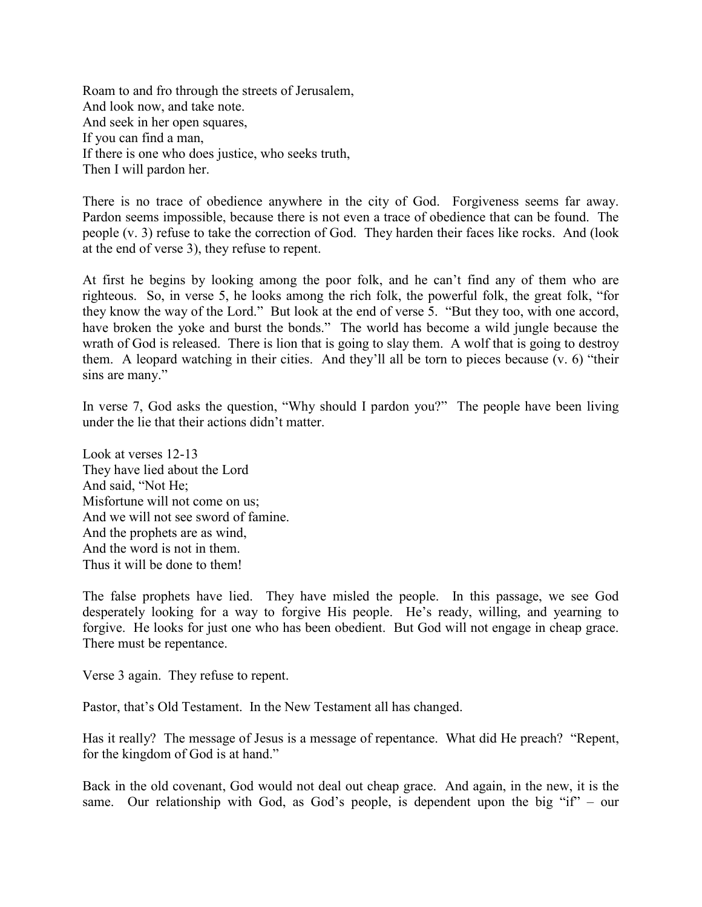Roam to and fro through the streets of Jerusalem,  
And look now, and take note.  
And seek in her open squares,  
If you can find a man,  
If there is one who does justice, who seeks truth,  
Then I will pardon her.

There is no trace of obedience anywhere in the city of God. Forgiveness seems far away. Pardon seems impossible, because there is not even a trace of obedience that can be found. The people (v. 3) refuse to take the correction of God. They harden their faces like rocks. And (look at the end of verse 3), they refuse to repent.

At first he begins by looking among the poor folk, and he can't find any of them who are righteous. So, in verse 5, he looks among the rich folk, the powerful folk, the great folk, "for they know the way of the Lord." But look at the end of verse 5. "But they too, with one accord, have broken the yoke and burst the bonds." The world has become a wild jungle because the wrath of God is released. There is lion that is going to slay them. A wolf that is going to destroy them. A leopard watching in their cities. And they'll all be torn to pieces because (v. 6) "their sins are many."

In verse 7, God asks the question, "Why should I pardon you?" The people have been living under the lie that their actions didn't matter.

Look at verses 12-13  
They have lied about the Lord  
And said, "Not He;  
Misfortune will not come on us;  
And we will not see sword of famine.  
And the prophets are as wind,  
And the word is not in them.  
Thus it will be done to them!

The false prophets have lied. They have misled the people. In this passage, we see God desperately looking for a way to forgive His people. He's ready, willing, and yearning to forgive. He looks for just one who has been obedient. But God will not engage in cheap grace. There must be repentance.

Verse 3 again. They refuse to repent.

Pastor, that's Old Testament. In the New Testament all has changed.

Has it really? The message of Jesus is a message of repentance. What did He preach? "Repent, for the kingdom of God is at hand."

Back in the old covenant, God would not deal out cheap grace. And again, in the new, it is the same. Our relationship with God, as God's people, is dependent upon the big "if" – our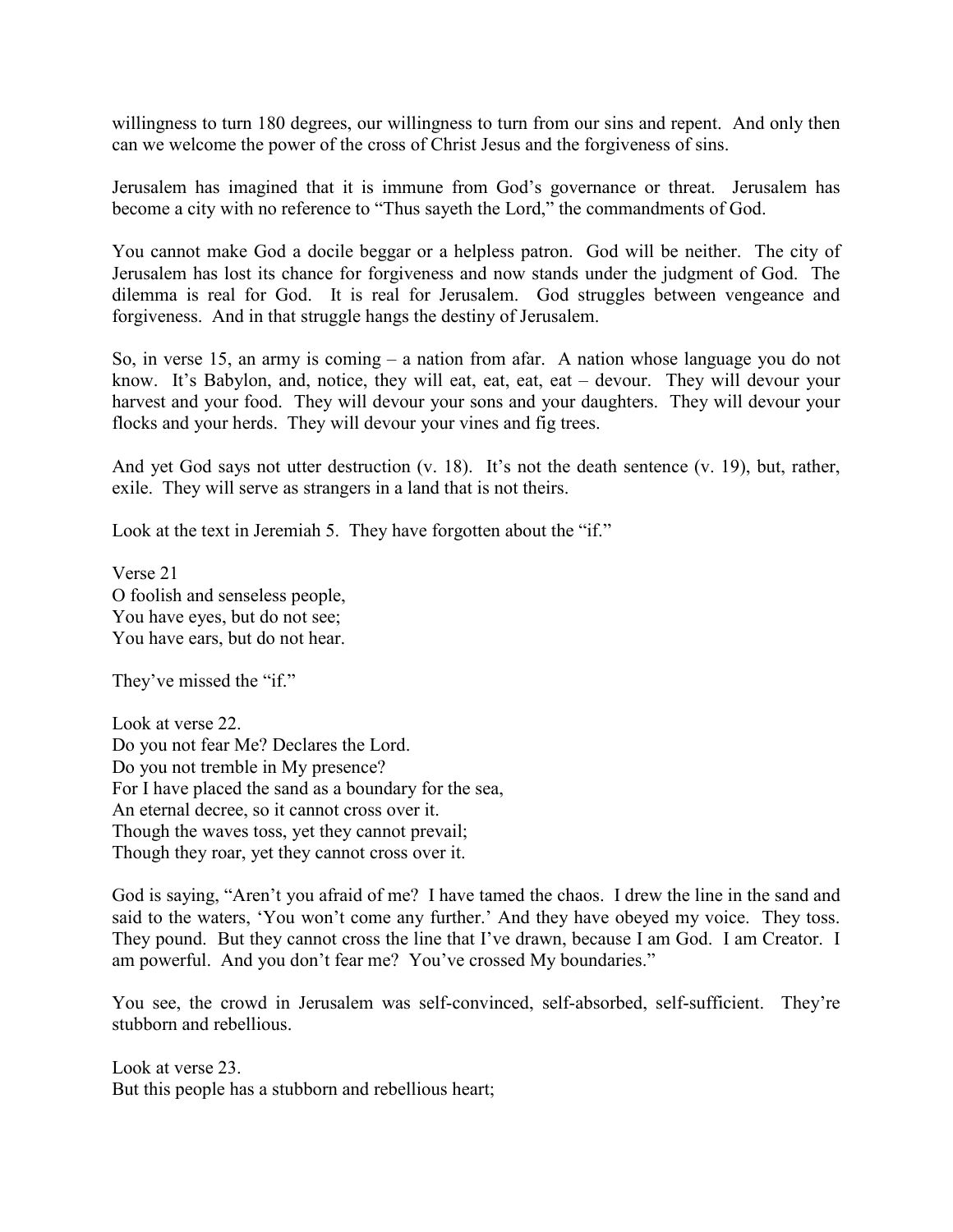willingness to turn 180 degrees, our willingness to turn from our sins and repent. And only then can we welcome the power of the cross of Christ Jesus and the forgiveness of sins.

Jerusalem has imagined that it is immune from God's governance or threat. Jerusalem has become a city with no reference to "Thus sayeth the Lord," the commandments of God.

You cannot make God a docile beggar or a helpless patron. God will be neither. The city of Jerusalem has lost its chance for forgiveness and now stands under the judgment of God. The dilemma is real for God. It is real for Jerusalem. God struggles between vengeance and forgiveness. And in that struggle hangs the destiny of Jerusalem.

So, in verse 15, an army is coming – a nation from afar. A nation whose language you do not know. It's Babylon, and, notice, they will eat, eat, eat, eat – devour. They will devour your harvest and your food. They will devour your sons and your daughters. They will devour your flocks and your herds. They will devour your vines and fig trees.

And yet God says not utter destruction (v. 18). It's not the death sentence (v. 19), but, rather, exile. They will serve as strangers in a land that is not theirs.

Look at the text in Jeremiah 5. They have forgotten about the "if."

Verse 21
O foolish and senseless people,
You have eyes, but do not see;
You have ears, but do not hear.

They've missed the "if."

Look at verse 22.
Do you not fear Me? Declares the Lord.
Do you not tremble in My presence?
For I have placed the sand as a boundary for the sea,
An eternal decree, so it cannot cross over it.
Though the waves toss, yet they cannot prevail;
Though they roar, yet they cannot cross over it.

God is saying, "Aren't you afraid of me? I have tamed the chaos. I drew the line in the sand and said to the waters, 'You won't come any further.' And they have obeyed my voice. They toss. They pound. But they cannot cross the line that I've drawn, because I am God. I am Creator. I am powerful. And you don't fear me? You've crossed My boundaries."

You see, the crowd in Jerusalem was self-convinced, self-absorbed, self-sufficient. They're stubborn and rebellious.

Look at verse 23.
But this people has a stubborn and rebellious heart;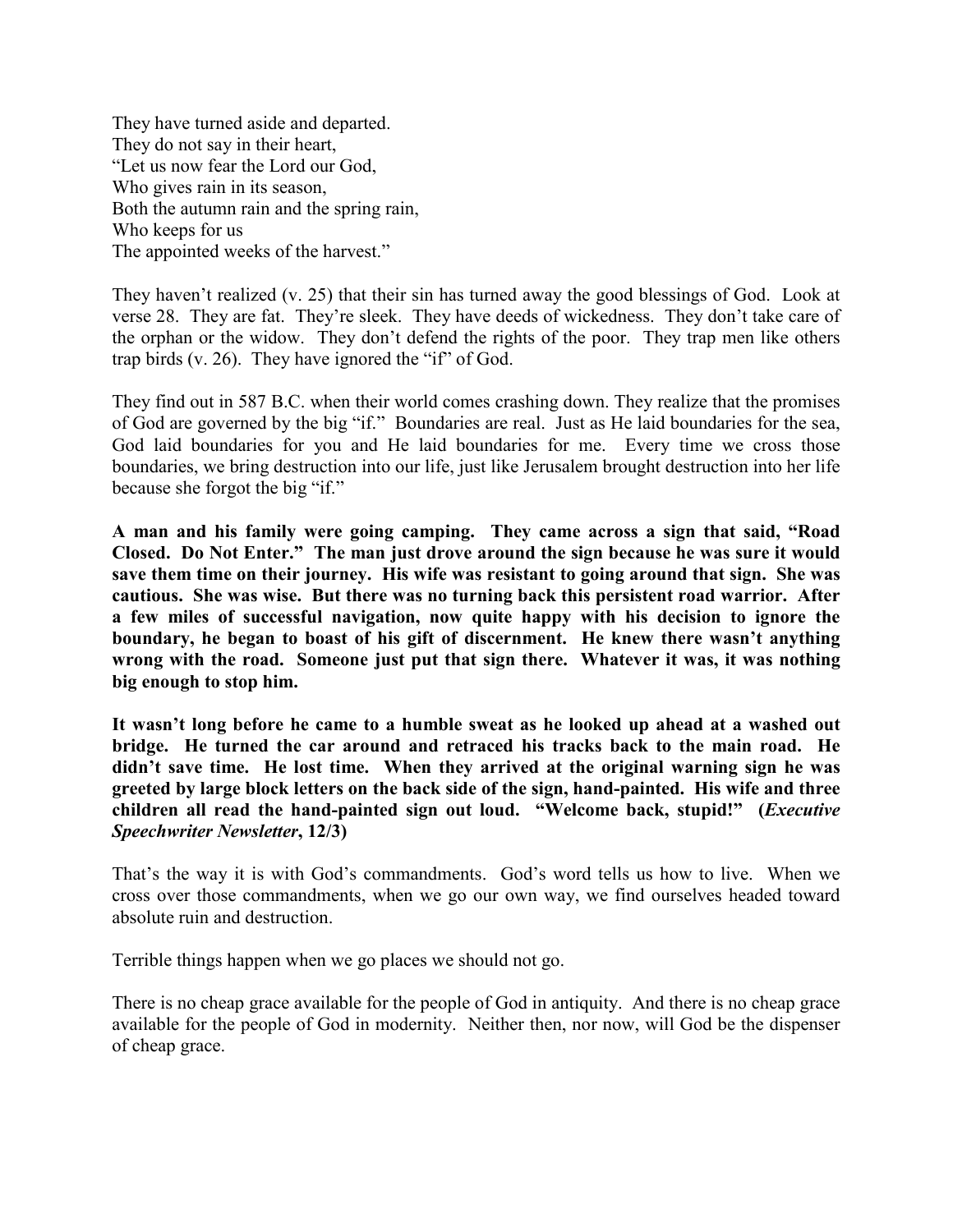They have turned aside and departed.
They do not say in their heart,
"Let us now fear the Lord our God,
Who gives rain in its season,
Both the autumn rain and the spring rain,
Who keeps for us
The appointed weeks of the harvest."

They haven't realized (v. 25) that their sin has turned away the good blessings of God. Look at verse 28. They are fat. They're sleek. They have deeds of wickedness. They don't take care of the orphan or the widow. They don't defend the rights of the poor. They trap men like others trap birds (v. 26). They have ignored the "if" of God.

They find out in 587 B.C. when their world comes crashing down. They realize that the promises of God are governed by the big "if." Boundaries are real. Just as He laid boundaries for the sea, God laid boundaries for you and He laid boundaries for me. Every time we cross those boundaries, we bring destruction into our life, just like Jerusalem brought destruction into her life because she forgot the big "if."

**A man and his family were going camping. They came across a sign that said, "Road Closed. Do Not Enter." The man just drove around the sign because he was sure it would save them time on their journey. His wife was resistant to going around that sign. She was cautious. She was wise. But there was no turning back this persistent road warrior. After a few miles of successful navigation, now quite happy with his decision to ignore the boundary, he began to boast of his gift of discernment. He knew there wasn't anything wrong with the road. Someone just put that sign there. Whatever it was, it was nothing big enough to stop him.**

**It wasn't long before he came to a humble sweat as he looked up ahead at a washed out bridge. He turned the car around and retraced his tracks back to the main road. He didn't save time. He lost time. When they arrived at the original warning sign he was greeted by large block letters on the back side of the sign, hand-painted. His wife and three children all read the hand-painted sign out loud. "Welcome back, stupid!" (*Executive Speechwriter Newsletter*, 12/3)**

That's the way it is with God's commandments. God's word tells us how to live. When we cross over those commandments, when we go our own way, we find ourselves headed toward absolute ruin and destruction.

Terrible things happen when we go places we should not go.

There is no cheap grace available for the people of God in antiquity. And there is no cheap grace available for the people of God in modernity. Neither then, nor now, will God be the dispenser of cheap grace.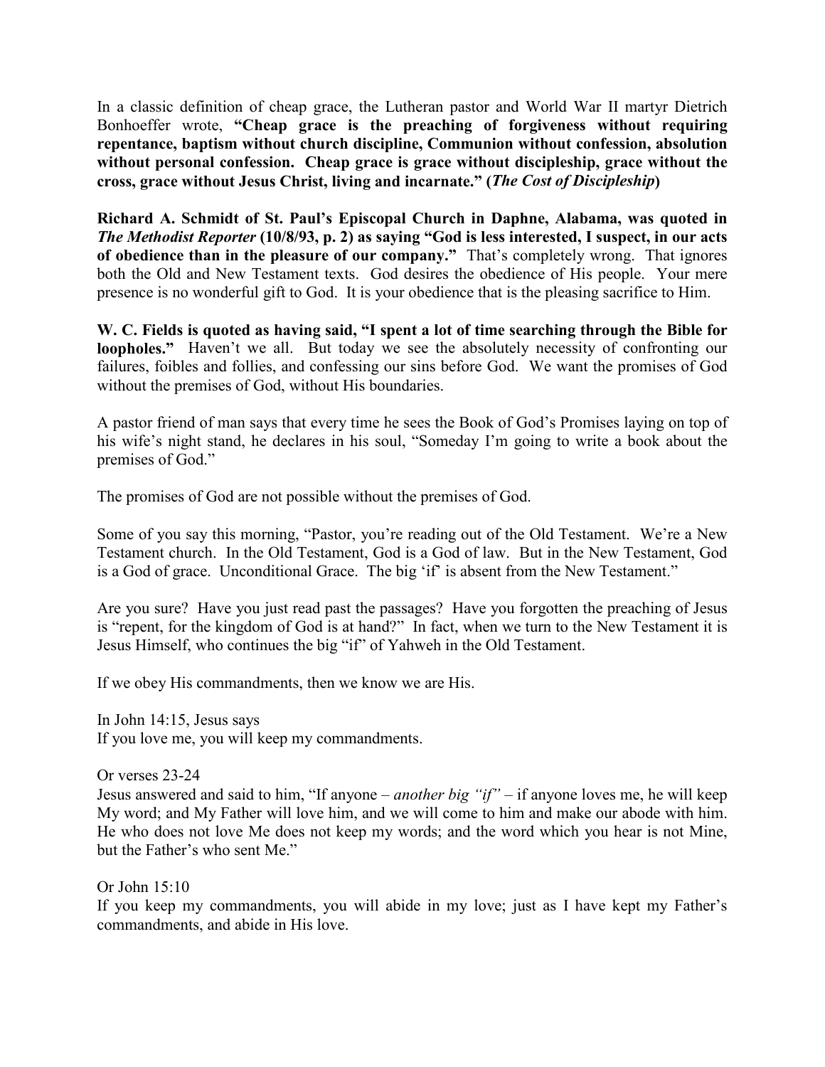In a classic definition of cheap grace, the Lutheran pastor and World War II martyr Dietrich Bonhoeffer wrote, **"Cheap grace is the preaching of forgiveness without requiring repentance, baptism without church discipline, Communion without confession, absolution without personal confession. Cheap grace is grace without discipleship, grace without the cross, grace without Jesus Christ, living and incarnate." (*The Cost of Discipleship*)**

**Richard A. Schmidt of St. Paul's Episcopal Church in Daphne, Alabama, was quoted in *The Methodist Reporter* (10/8/93, p. 2) as saying "God is less interested, I suspect, in our acts of obedience than in the pleasure of our company."** That's completely wrong. That ignores both the Old and New Testament texts. God desires the obedience of His people. Your mere presence is no wonderful gift to God. It is your obedience that is the pleasing sacrifice to Him.

**W. C. Fields is quoted as having said, "I spent a lot of time searching through the Bible for loopholes."** Haven't we all. But today we see the absolutely necessity of confronting our failures, foibles and follies, and confessing our sins before God. We want the promises of God without the premises of God, without His boundaries.

A pastor friend of man says that every time he sees the Book of God's Promises laying on top of his wife's night stand, he declares in his soul, "Someday I'm going to write a book about the premises of God."

The promises of God are not possible without the premises of God.

Some of you say this morning, "Pastor, you're reading out of the Old Testament. We're a New Testament church. In the Old Testament, God is a God of law. But in the New Testament, God is a God of grace. Unconditional Grace. The big 'if' is absent from the New Testament."

Are you sure? Have you just read past the passages? Have you forgotten the preaching of Jesus is "repent, for the kingdom of God is at hand?" In fact, when we turn to the New Testament it is Jesus Himself, who continues the big "if" of Yahweh in the Old Testament.

If we obey His commandments, then we know we are His.

In John 14:15, Jesus says
If you love me, you will keep my commandments.

Or verses 23-24
Jesus answered and said to him, "If anyone – *another big "if"* – if anyone loves me, he will keep My word; and My Father will love him, and we will come to him and make our abode with him. He who does not love Me does not keep my words; and the word which you hear is not Mine, but the Father's who sent Me."

Or John 15:10
If you keep my commandments, you will abide in my love; just as I have kept my Father's commandments, and abide in His love.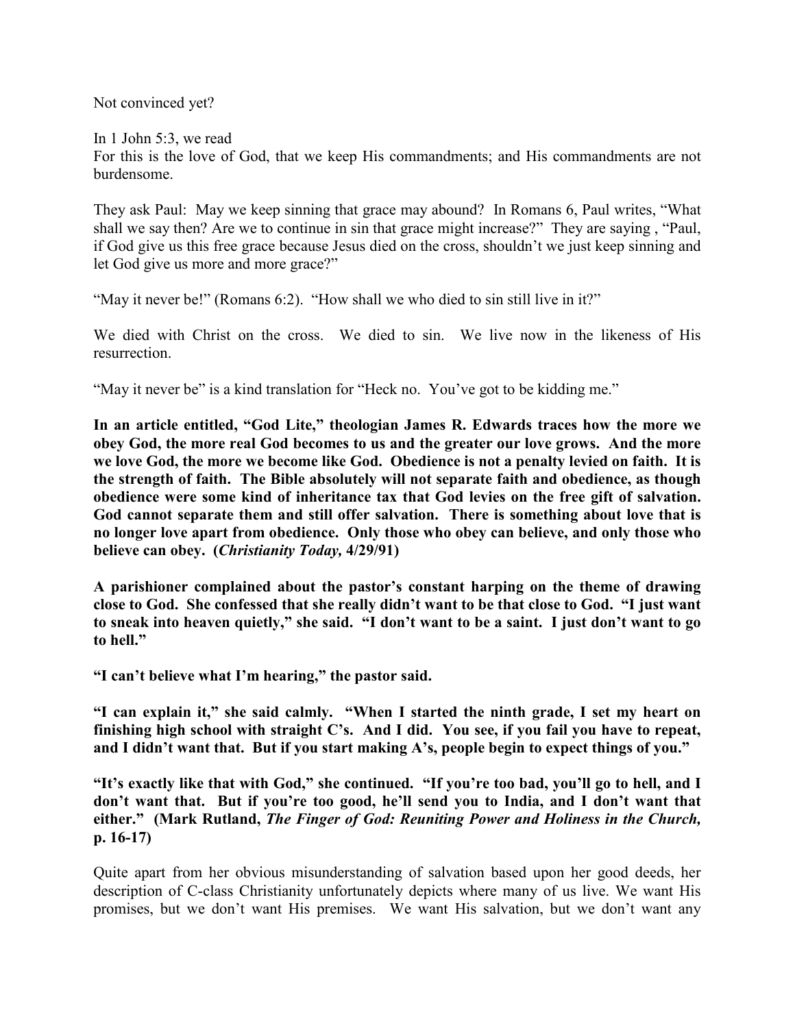Not convinced yet?

In 1 John 5:3, we read
For this is the love of God, that we keep His commandments; and His commandments are not burdensome.

They ask Paul: May we keep sinning that grace may abound? In Romans 6, Paul writes, "What shall we say then? Are we to continue in sin that grace might increase?" They are saying , "Paul, if God give us this free grace because Jesus died on the cross, shouldn't we just keep sinning and let God give us more and more grace?"

"May it never be!" (Romans 6:2). "How shall we who died to sin still live in it?"

We died with Christ on the cross. We died to sin. We live now in the likeness of His resurrection.

"May it never be" is a kind translation for "Heck no. You've got to be kidding me."

**In an article entitled, "God Lite," theologian James R. Edwards traces how the more we obey God, the more real God becomes to us and the greater our love grows. And the more we love God, the more we become like God. Obedience is not a penalty levied on faith. It is the strength of faith. The Bible absolutely will not separate faith and obedience, as though obedience were some kind of inheritance tax that God levies on the free gift of salvation. God cannot separate them and still offer salvation. There is something about love that is no longer love apart from obedience. Only those who obey can believe, and only those who believe can obey. (*Christianity Today,* 4/29/91)**

**A parishioner complained about the pastor's constant harping on the theme of drawing close to God. She confessed that she really didn't want to be that close to God. "I just want to sneak into heaven quietly," she said. "I don't want to be a saint. I just don't want to go to hell."**

**"I can't believe what I'm hearing," the pastor said.**

**"I can explain it," she said calmly. "When I started the ninth grade, I set my heart on finishing high school with straight C's. And I did. You see, if you fail you have to repeat, and I didn't want that. But if you start making A's, people begin to expect things of you."**

**"It's exactly like that with God," she continued. "If you're too bad, you'll go to hell, and I don't want that. But if you're too good, he'll send you to India, and I don't want that either." (Mark Rutland, *The Finger of God: Reuniting Power and Holiness in the Church,* p. 16-17)**

Quite apart from her obvious misunderstanding of salvation based upon her good deeds, her description of C-class Christianity unfortunately depicts where many of us live. We want His promises, but we don't want His premises. We want His salvation, but we don't want any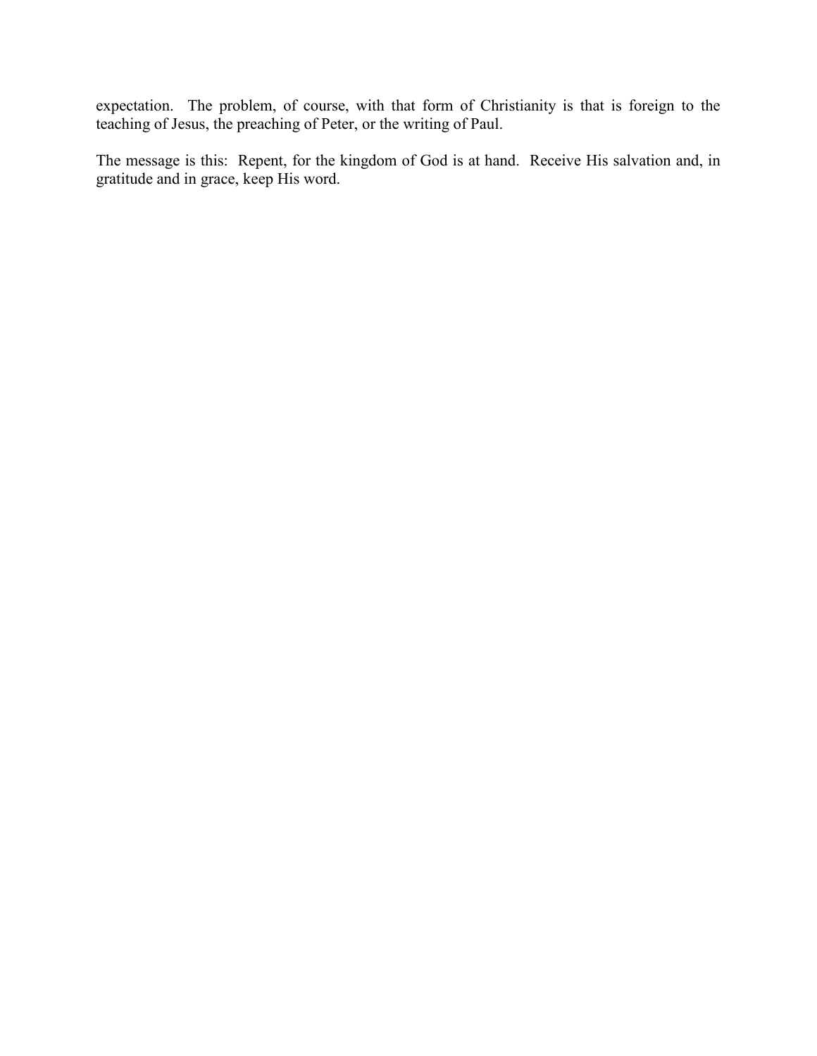expectation. The problem, of course, with that form of Christianity is that is foreign to the teaching of Jesus, the preaching of Peter, or the writing of Paul.

The message is this: Repent, for the kingdom of God is at hand. Receive His salvation and, in gratitude and in grace, keep His word.